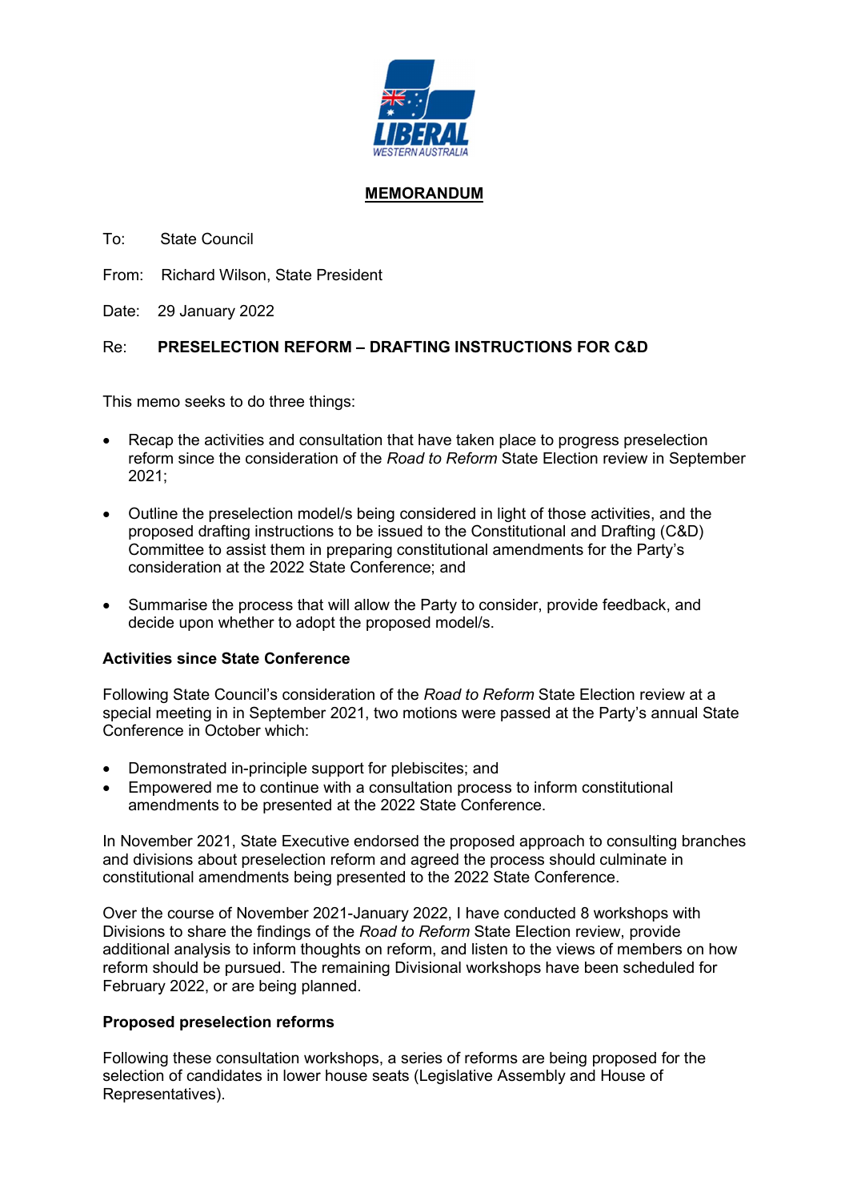## MEMORANDUM

To: State Council

From: Richard Wilson, State President

Date: 29 January 2022

Re: **PRESELECTION REFORM – DRAFTING INSTRUCTIONS FOR C&D**

This memo seeks to do three things:

- Recap the activities and consultation that have taken place to progress preselection reform since the consideration of the *Road to Reform* State Election review in September 2021;
- Outline the preselection model/s being considered in light of those activities, and the proposed drafting instructions to be issued to the Constitutional and Drafting (C&D) Committee to assist them in preparing constitutional amendments for the Party's consideration at the 2022 State Conference; and
- Summarise the process that will allow the Party to consider, provide feedback, and decide upon whether to adopt the proposed model/s.

**Activities since State Conference**

Following State Council's consideration of the *Road to Reform* State Election review at a special meeting in in September 2021, two motions were passed at the Party's annual State Conference in October which:

- Demonstrated in-principle support for plebiscites; and
- Empowered me to continue with a consultation process to inform constitutional amendments to be presented at the 2022 State Conference.

In November 2021, State Executive endorsed the proposed approach to consulting branches and divisions about preselection reform and agreed the process should culminate in constitutional amendments being presented to the 2022 State Conference.

Over the course of November 2021-January 2022, I have conducted 8 workshops with Divisions to share the findings of the *Road to Reform* State Election review, provide additional analysis to inform thoughts on reform, and listen to the views of members on how reform should be pursued. The remaining Divisional workshops have been scheduled for February 2022, or are being planned.

**Proposed preselection reforms**

Following these consultation workshops, a series of reforms are being proposed for the selection of candidates in lower house seats (Legislative Assembly and House of Representatives).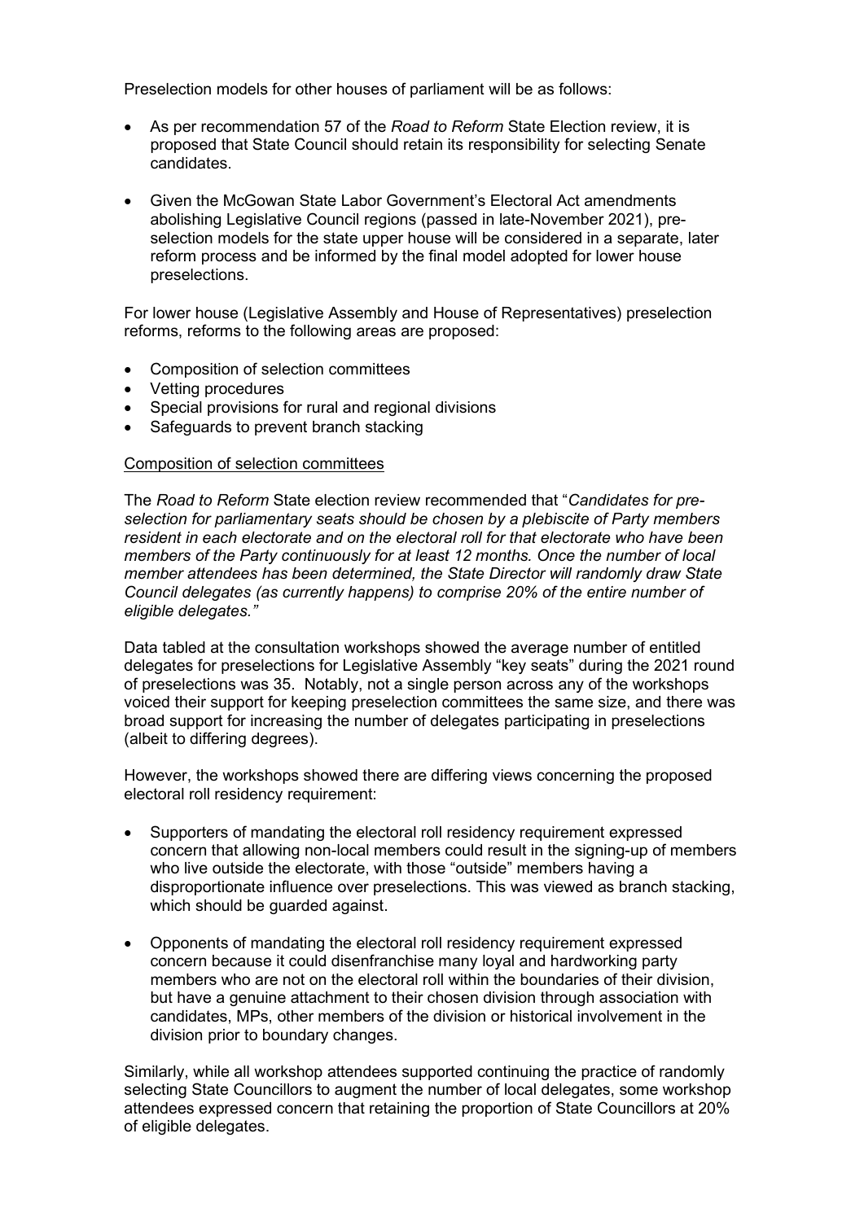Preselection models for other houses of parliament will be as follows:

- As per recommendation 57 of the *Road to Reform* State Election review, it is proposed that State Council should retain its responsibility for selecting Senate candidates.
- Given the McGowan State Labor Government's Electoral Act amendments abolishing Legislative Council regions (passed in late-November 2021), pre-selection models for the state upper house will be considered in a separate, later reform process and be informed by the final model adopted for lower house preselections.

For lower house (Legislative Assembly and House of Representatives) preselection reforms, reforms to the following areas are proposed:

- Composition of selection committees
- Vetting procedures
- Special provisions for rural and regional divisions
- Safeguards to prevent branch stacking

<u>Composition of selection committees</u>

The *Road to Reform* State election review recommended that "*Candidates for pre-selection for parliamentary seats should be chosen by a plebiscite of Party members resident in each electorate and on the electoral roll for that electorate who have been members of the Party continuously for at least 12 months. Once the number of local member attendees has been determined, the State Director will randomly draw State Council delegates (as currently happens) to comprise 20% of the entire number of eligible delegates."*

Data tabled at the consultation workshops showed the average number of entitled delegates for preselections for Legislative Assembly "key seats" during the 2021 round of preselections was 35. Notably, not a single person across any of the workshops voiced their support for keeping preselection committees the same size, and there was broad support for increasing the number of delegates participating in preselections (albeit to differing degrees).

However, the workshops showed there are differing views concerning the proposed electoral roll residency requirement:

- Supporters of mandating the electoral roll residency requirement expressed concern that allowing non-local members could result in the signing-up of members who live outside the electorate, with those "outside" members having a disproportionate influence over preselections. This was viewed as branch stacking, which should be guarded against.
- Opponents of mandating the electoral roll residency requirement expressed concern because it could disenfranchise many loyal and hardworking party members who are not on the electoral roll within the boundaries of their division, but have a genuine attachment to their chosen division through association with candidates, MPs, other members of the division or historical involvement in the division prior to boundary changes.

Similarly, while all workshop attendees supported continuing the practice of randomly selecting State Councillors to augment the number of local delegates, some workshop attendees expressed concern that retaining the proportion of State Councillors at 20% of eligible delegates.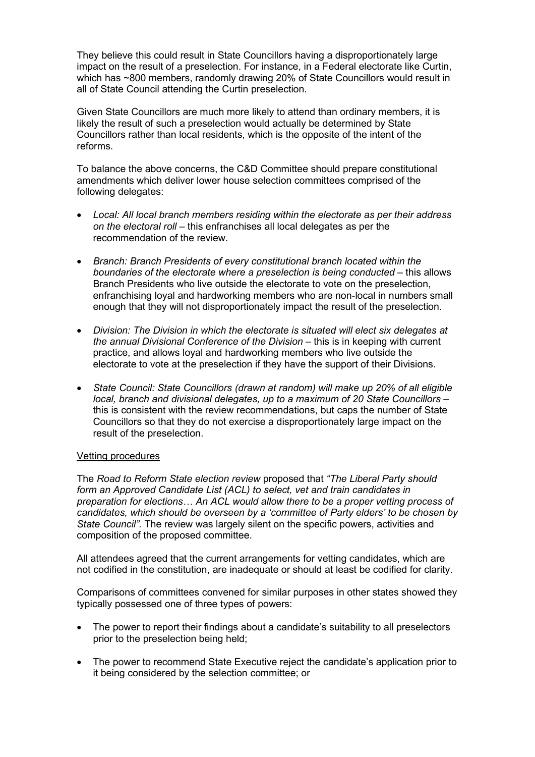They believe this could result in State Councillors having a disproportionately large impact on the result of a preselection. For instance, in a Federal electorate like Curtin, which has ~800 members, randomly drawing 20% of State Councillors would result in all of State Council attending the Curtin preselection.

Given State Councillors are much more likely to attend than ordinary members, it is likely the result of such a preselection would actually be determined by State Councillors rather than local residents, which is the opposite of the intent of the reforms.

To balance the above concerns, the C&D Committee should prepare constitutional amendments which deliver lower house selection committees comprised of the following delegates:

- *Local: All local branch members residing within the electorate as per their address on the electoral roll* – this enfranchises all local delegates as per the recommendation of the review.

- *Branch: Branch Presidents of every constitutional branch located within the boundaries of the electorate where a preselection is being conducted* – this allows Branch Presidents who live outside the electorate to vote on the preselection, enfranchising loyal and hardworking members who are non-local in numbers small enough that they will not disproportionately impact the result of the preselection.

- *Division: The Division in which the electorate is situated will elect six delegates at the annual Divisional Conference of the Division* – this is in keeping with current practice, and allows loyal and hardworking members who live outside the electorate to vote at the preselection if they have the support of their Divisions.

- *State Council: State Councillors (drawn at random) will make up 20% of all eligible local, branch and divisional delegates, up to a maximum of 20 State Councillors* – this is consistent with the review recommendations, but caps the number of State Councillors so that they do not exercise a disproportionately large impact on the result of the preselection.

<u>Vetting procedures</u>

The *Road to Reform State election review* proposed that *"The Liberal Party should form an Approved Candidate List (ACL) to select, vet and train candidates in preparation for elections… An ACL would allow there to be a proper vetting process of candidates, which should be overseen by a 'committee of Party elders' to be chosen by State Council"*. The review was largely silent on the specific powers, activities and composition of the proposed committee.

All attendees agreed that the current arrangements for vetting candidates, which are not codified in the constitution, are inadequate or should at least be codified for clarity.

Comparisons of committees convened for similar purposes in other states showed they typically possessed one of three types of powers:

- The power to report their findings about a candidate's suitability to all preselectors prior to the preselection being held;

- The power to recommend State Executive reject the candidate's application prior to it being considered by the selection committee; or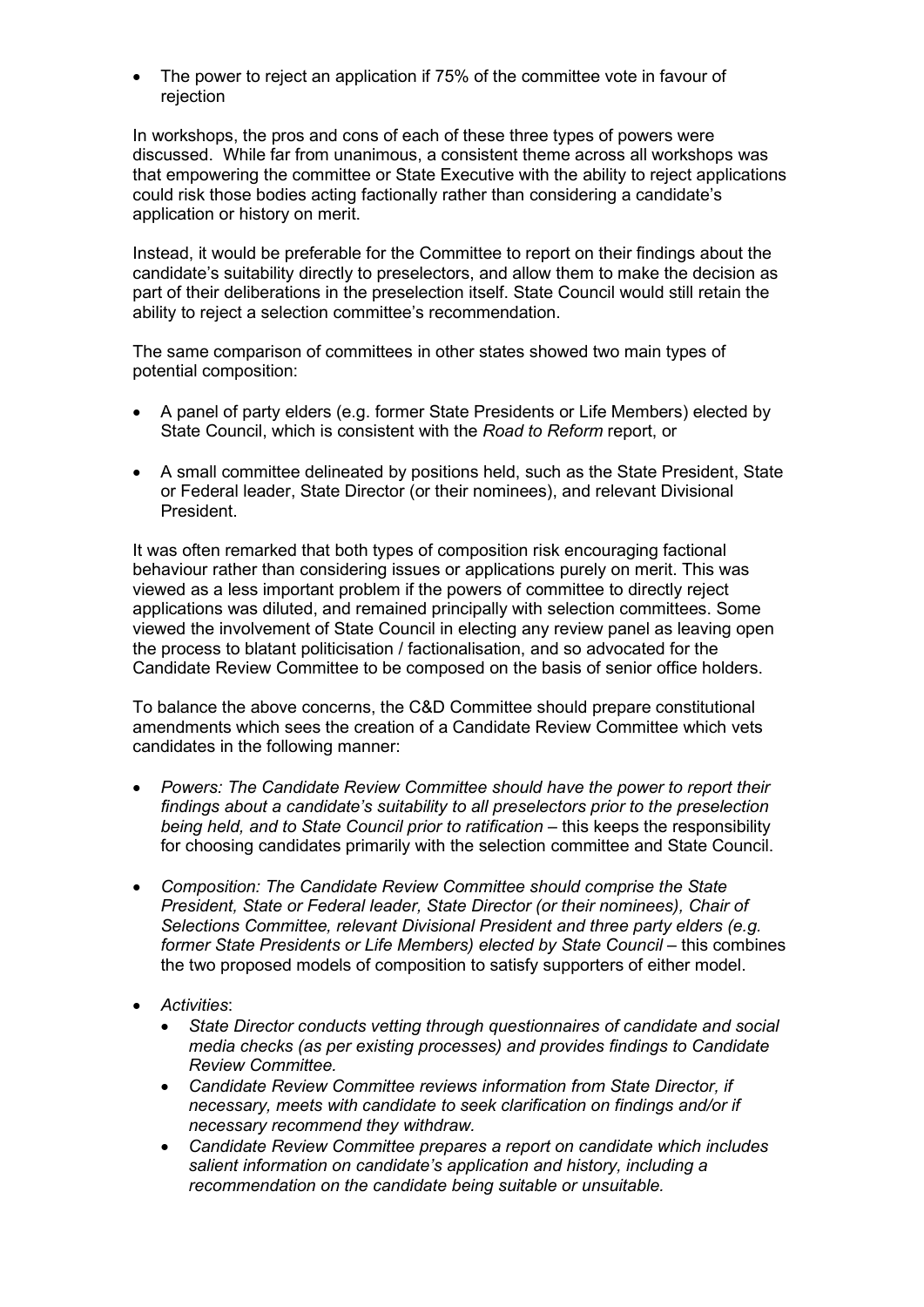- The power to reject an application if 75% of the committee vote in favour of rejection

In workshops, the pros and cons of each of these three types of powers were discussed. While far from unanimous, a consistent theme across all workshops was that empowering the committee or State Executive with the ability to reject applications could risk those bodies acting factionally rather than considering a candidate's application or history on merit.

Instead, it would be preferable for the Committee to report on their findings about the candidate's suitability directly to preselectors, and allow them to make the decision as part of their deliberations in the preselection itself. State Council would still retain the ability to reject a selection committee's recommendation.

The same comparison of committees in other states showed two main types of potential composition:

- A panel of party elders (e.g. former State Presidents or Life Members) elected by State Council, which is consistent with the *Road to Reform* report, or

- A small committee delineated by positions held, such as the State President, State or Federal leader, State Director (or their nominees), and relevant Divisional President.

It was often remarked that both types of composition risk encouraging factional behaviour rather than considering issues or applications purely on merit. This was viewed as a less important problem if the powers of committee to directly reject applications was diluted, and remained principally with selection committees. Some viewed the involvement of State Council in electing any review panel as leaving open the process to blatant politicisation / factionalisation, and so advocated for the Candidate Review Committee to be composed on the basis of senior office holders.

To balance the above concerns, the C&D Committee should prepare constitutional amendments which sees the creation of a Candidate Review Committee which vets candidates in the following manner:

- *Powers: The Candidate Review Committee should have the power to report their findings about a candidate's suitability to all preselectors prior to the preselection being held, and to State Council prior to ratification* – this keeps the responsibility for choosing candidates primarily with the selection committee and State Council.

- *Composition: The Candidate Review Committee should comprise the State President, State or Federal leader, State Director (or their nominees), Chair of Selections Committee, relevant Divisional President and three party elders (e.g. former State Presidents or Life Members) elected by State Council* – this combines the two proposed models of composition to satisfy supporters of either model.

- *Activities*:
  - *State Director conducts vetting through questionnaires of candidate and social media checks (as per existing processes) and provides findings to Candidate Review Committee.*
  - *Candidate Review Committee reviews information from State Director, if necessary, meets with candidate to seek clarification on findings and/or if necessary recommend they withdraw.*
  - *Candidate Review Committee prepares a report on candidate which includes salient information on candidate's application and history, including a recommendation on the candidate being suitable or unsuitable.*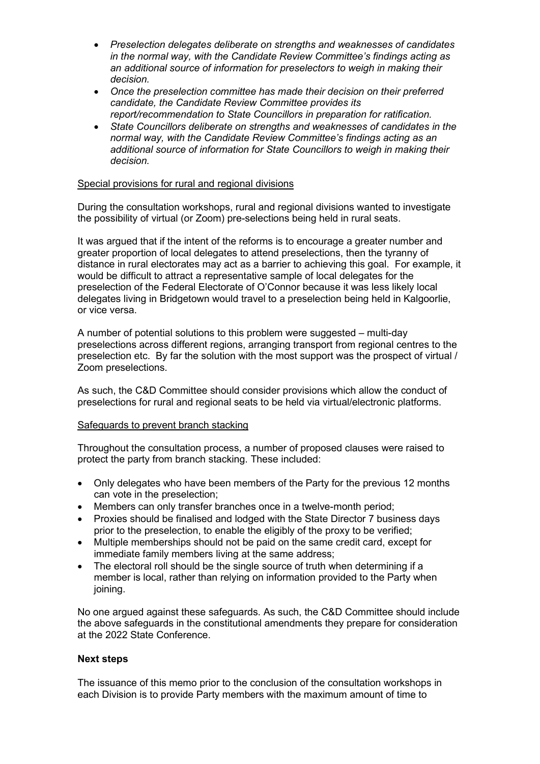- *Preselection delegates deliberate on strengths and weaknesses of candidates in the normal way, with the Candidate Review Committee's findings acting as an additional source of information for preselectors to weigh in making their decision.*
- *Once the preselection committee has made their decision on their preferred candidate, the Candidate Review Committee provides its report/recommendation to State Councillors in preparation for ratification.*
- *State Councillors deliberate on strengths and weaknesses of candidates in the normal way, with the Candidate Review Committee's findings acting as an additional source of information for State Councillors to weigh in making their decision.*

<u>Special provisions for rural and regional divisions</u>

During the consultation workshops, rural and regional divisions wanted to investigate the possibility of virtual (or Zoom) pre-selections being held in rural seats.

It was argued that if the intent of the reforms is to encourage a greater number and greater proportion of local delegates to attend preselections, then the tyranny of distance in rural electorates may act as a barrier to achieving this goal. For example, it would be difficult to attract a representative sample of local delegates for the preselection of the Federal Electorate of O'Connor because it was less likely local delegates living in Bridgetown would travel to a preselection being held in Kalgoorlie, or vice versa.

A number of potential solutions to this problem were suggested – multi-day preselections across different regions, arranging transport from regional centres to the preselection etc. By far the solution with the most support was the prospect of virtual / Zoom preselections.

As such, the C&D Committee should consider provisions which allow the conduct of preselections for rural and regional seats to be held via virtual/electronic platforms.

<u>Safeguards to prevent branch stacking</u>

Throughout the consultation process, a number of proposed clauses were raised to protect the party from branch stacking. These included:

- Only delegates who have been members of the Party for the previous 12 months can vote in the preselection;
- Members can only transfer branches once in a twelve-month period;
- Proxies should be finalised and lodged with the State Director 7 business days prior to the preselection, to enable the eligibly of the proxy to be verified;
- Multiple memberships should not be paid on the same credit card, except for immediate family members living at the same address;
- The electoral roll should be the single source of truth when determining if a member is local, rather than relying on information provided to the Party when joining.

No one argued against these safeguards. As such, the C&D Committee should include the above safeguards in the constitutional amendments they prepare for consideration at the 2022 State Conference.

**Next steps**

The issuance of this memo prior to the conclusion of the consultation workshops in each Division is to provide Party members with the maximum amount of time to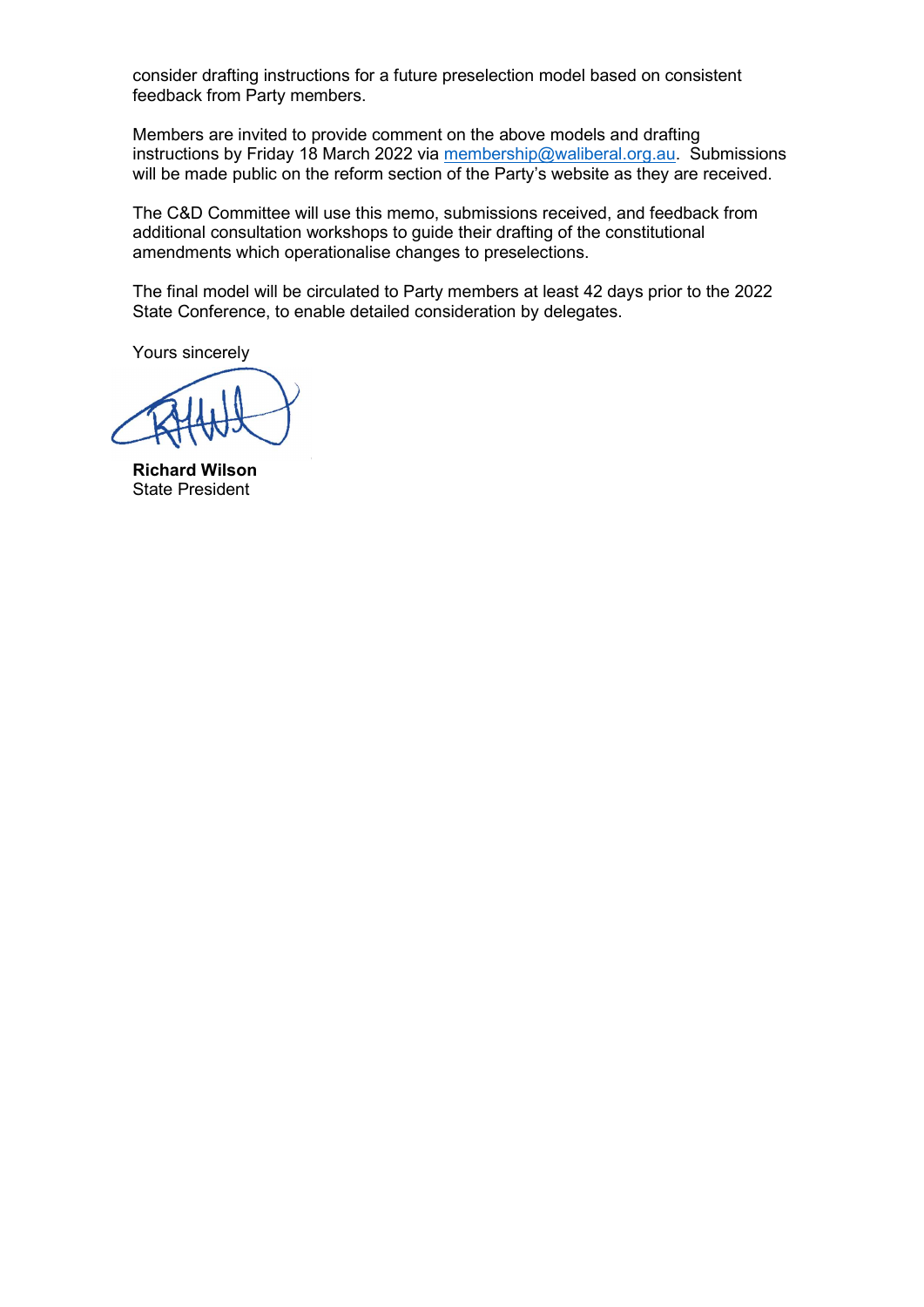consider drafting instructions for a future preselection model based on consistent feedback from Party members.

Members are invited to provide comment on the above models and drafting instructions by Friday 18 March 2022 via membership@waliberal.org.au. Submissions will be made public on the reform section of the Party's website as they are received.

The C&D Committee will use this memo, submissions received, and feedback from additional consultation workshops to guide their drafting of the constitutional amendments which operationalise changes to preselections.

The final model will be circulated to Party members at least 42 days prior to the 2022 State Conference, to enable detailed consideration by delegates.

Yours sincerely

**Richard Wilson**
State President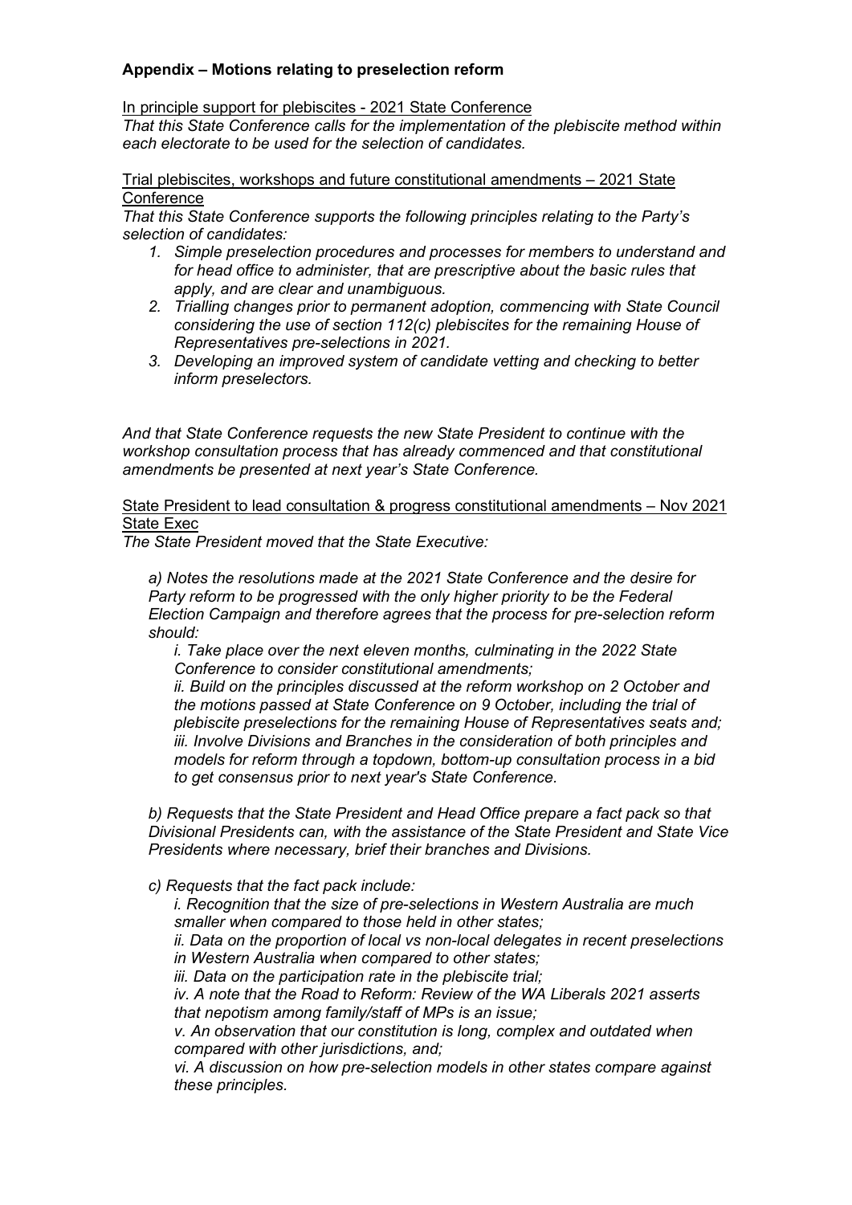**Appendix – Motions relating to preselection reform**

<u>In principle support for plebiscites - 2021 State Conference</u>

*That this State Conference calls for the implementation of the plebiscite method within each electorate to be used for the selection of candidates.*

<u>Trial plebiscites, workshops and future constitutional amendments – 2021 State Conference</u>

*That this State Conference supports the following principles relating to the Party's selection of candidates:*

1. *Simple preselection procedures and processes for members to understand and for head office to administer, that are prescriptive about the basic rules that apply, and are clear and unambiguous.*
2. *Trialling changes prior to permanent adoption, commencing with State Council considering the use of section 112(c) plebiscites for the remaining House of Representatives pre-selections in 2021.*
3. *Developing an improved system of candidate vetting and checking to better inform preselectors.*

*And that State Conference requests the new State President to continue with the workshop consultation process that has already commenced and that constitutional amendments be presented at next year's State Conference.*

<u>State President to lead consultation & progress constitutional amendments – Nov 2021 State Exec</u>

*The State President moved that the State Executive:*

*a) Notes the resolutions made at the 2021 State Conference and the desire for Party reform to be progressed with the only higher priority to be the Federal Election Campaign and therefore agrees that the process for pre-selection reform should:*

*i. Take place over the next eleven months, culminating in the 2022 State Conference to consider constitutional amendments;*
*ii. Build on the principles discussed at the reform workshop on 2 October and the motions passed at State Conference on 9 October, including the trial of plebiscite preselections for the remaining House of Representatives seats and;*
*iii. Involve Divisions and Branches in the consideration of both principles and models for reform through a topdown, bottom-up consultation process in a bid to get consensus prior to next year's State Conference.*

*b) Requests that the State President and Head Office prepare a fact pack so that Divisional Presidents can, with the assistance of the State President and State Vice Presidents where necessary, brief their branches and Divisions.*

*c) Requests that the fact pack include:*

*i. Recognition that the size of pre-selections in Western Australia are much smaller when compared to those held in other states;*
*ii. Data on the proportion of local vs non-local delegates in recent preselections in Western Australia when compared to other states;*
*iii. Data on the participation rate in the plebiscite trial;*
*iv. A note that the Road to Reform: Review of the WA Liberals 2021 asserts that nepotism among family/staff of MPs is an issue;*
*v. An observation that our constitution is long, complex and outdated when compared with other jurisdictions, and;*
*vi. A discussion on how pre-selection models in other states compare against these principles.*